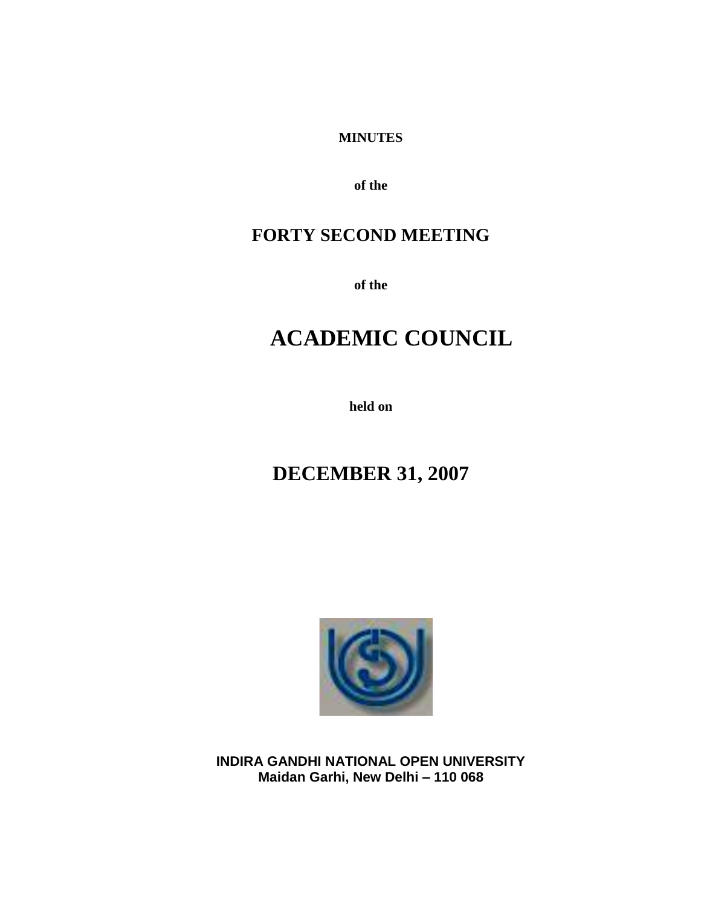**MINUTES**

**of the**

# FORTY SECOND MEETING

**of the**

# ACADEMIC COUNCIL

**held on**

# DECEMBER 31, 2007

**INDIRA GANDHI NATIONAL OPEN UNIVERSITY**
**Maidan Garhi, New Delhi – 110 068**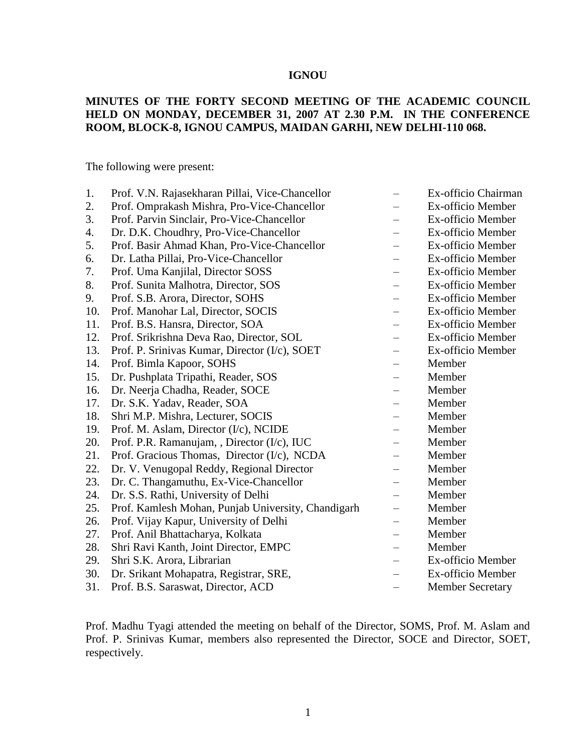**IGNOU**

**MINUTES OF THE FORTY SECOND MEETING OF THE ACADEMIC COUNCIL HELD ON MONDAY, DECEMBER 31, 2007 AT 2.30 P.M. IN THE CONFERENCE ROOM, BLOCK-8, IGNOU CAMPUS, MAIDAN GARHI, NEW DELHI-110 068.**

The following were present:

| | | | |
|---|---|---|---|
| 1. | Prof. V.N. Rajasekharan Pillai, Vice-Chancellor | – | Ex-officio Chairman |
| 2. | Prof. Omprakash Mishra, Pro-Vice-Chancellor | – | Ex-officio Member |
| 3. | Prof. Parvin Sinclair, Pro-Vice-Chancellor | – | Ex-officio Member |
| 4. | Dr. D.K. Choudhry, Pro-Vice-Chancellor | – | Ex-officio Member |
| 5. | Prof. Basir Ahmad Khan, Pro-Vice-Chancellor | – | Ex-officio Member |
| 6. | Dr. Latha Pillai, Pro-Vice-Chancellor | – | Ex-officio Member |
| 7. | Prof. Uma Kanjilal, Director SOSS | – | Ex-officio Member |
| 8. | Prof. Sunita Malhotra, Director, SOS | – | Ex-officio Member |
| 9. | Prof. S.B. Arora, Director, SOHS | – | Ex-officio Member |
| 10. | Prof. Manohar Lal, Director, SOCIS | – | Ex-officio Member |
| 11. | Prof. B.S. Hansra, Director, SOA | – | Ex-officio Member |
| 12. | Prof. Srikrishna Deva Rao, Director, SOL | – | Ex-officio Member |
| 13. | Prof. P. Srinivas Kumar, Director (I/c), SOET | – | Ex-officio Member |
| 14. | Prof. Bimla Kapoor, SOHS | – | Member |
| 15. | Dr. Pushplata Tripathi, Reader, SOS | – | Member |
| 16. | Dr. Neerja Chadha, Reader, SOCE | – | Member |
| 17. | Dr. S.K. Yadav, Reader, SOA | – | Member |
| 18. | Shri M.P. Mishra, Lecturer, SOCIS | – | Member |
| 19. | Prof. M. Aslam, Director (I/c), NCIDE | – | Member |
| 20. | Prof. P.R. Ramanujam, , Director (I/c), IUC | – | Member |
| 21. | Prof. Gracious Thomas, Director (I/c), NCDA | – | Member |
| 22. | Dr. V. Venugopal Reddy, Regional Director | – | Member |
| 23. | Dr. C. Thangamuthu, Ex-Vice-Chancellor | – | Member |
| 24. | Dr. S.S. Rathi, University of Delhi | – | Member |
| 25. | Prof. Kamlesh Mohan, Punjab University, Chandigarh | – | Member |
| 26. | Prof. Vijay Kapur, University of Delhi | – | Member |
| 27. | Prof. Anil Bhattacharya, Kolkata | – | Member |
| 28. | Shri Ravi Kanth, Joint Director, EMPC | – | Member |
| 29. | Shri S.K. Arora, Librarian | – | Ex-officio Member |
| 30. | Dr. Srikant Mohapatra, Registrar, SRE, | – | Ex-officio Member |
| 31. | Prof. B.S. Saraswat, Director, ACD | – | Member Secretary |

Prof. Madhu Tyagi attended the meeting on behalf of the Director, SOMS, Prof. M. Aslam and Prof. P. Srinivas Kumar, members also represented the Director, SOCE and Director, SOET, respectively.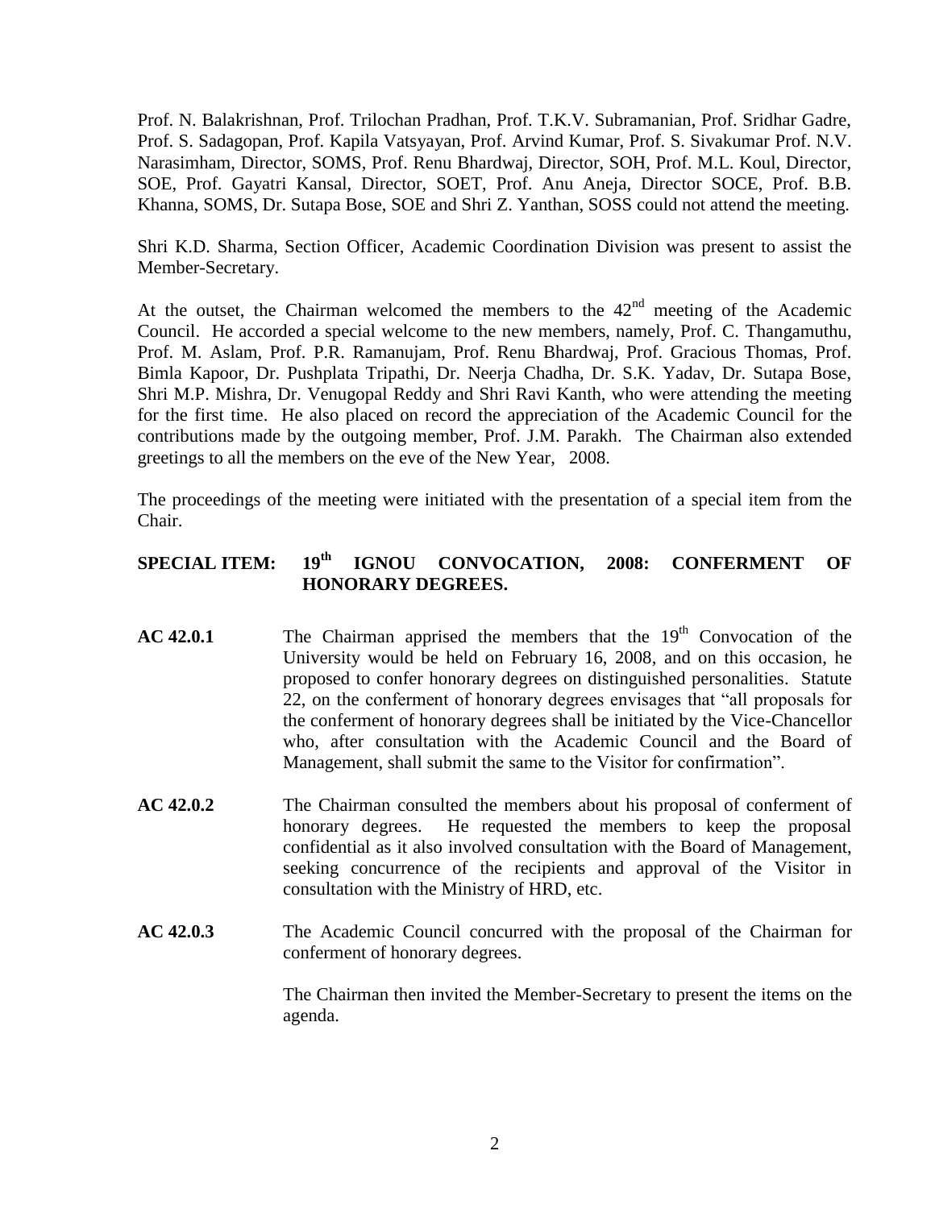Prof. N. Balakrishnan, Prof. Trilochan Pradhan, Prof. T.K.V. Subramanian, Prof. Sridhar Gadre, Prof. S. Sadagopan, Prof. Kapila Vatsyayan, Prof. Arvind Kumar, Prof. S. Sivakumar Prof. N.V. Narasimham, Director, SOMS, Prof. Renu Bhardwaj, Director, SOH, Prof. M.L. Koul, Director, SOE, Prof. Gayatri Kansal, Director, SOET, Prof. Anu Aneja, Director SOCE, Prof. B.B. Khanna, SOMS, Dr. Sutapa Bose, SOE and Shri Z. Yanthan, SOSS could not attend the meeting.

Shri K.D. Sharma, Section Officer, Academic Coordination Division was present to assist the Member-Secretary.

At the outset, the Chairman welcomed the members to the 42nd meeting of the Academic Council. He accorded a special welcome to the new members, namely, Prof. C. Thangamuthu, Prof. M. Aslam, Prof. P.R. Ramanujam, Prof. Renu Bhardwaj, Prof. Gracious Thomas, Prof. Bimla Kapoor, Dr. Pushplata Tripathi, Dr. Neerja Chadha, Dr. S.K. Yadav, Dr. Sutapa Bose, Shri M.P. Mishra, Dr. Venugopal Reddy and Shri Ravi Kanth, who were attending the meeting for the first time. He also placed on record the appreciation of the Academic Council for the contributions made by the outgoing member, Prof. J.M. Parakh. The Chairman also extended greetings to all the members on the eve of the New Year, 2008.

The proceedings of the meeting were initiated with the presentation of a special item from the Chair.

**SPECIAL ITEM: 19th IGNOU CONVOCATION, 2008: CONFERMENT OF HONORARY DEGREES.**

**AC 42.0.1** The Chairman apprised the members that the 19th Convocation of the University would be held on February 16, 2008, and on this occasion, he proposed to confer honorary degrees on distinguished personalities. Statute 22, on the conferment of honorary degrees envisages that "all proposals for the conferment of honorary degrees shall be initiated by the Vice-Chancellor who, after consultation with the Academic Council and the Board of Management, shall submit the same to the Visitor for confirmation".

**AC 42.0.2** The Chairman consulted the members about his proposal of conferment of honorary degrees. He requested the members to keep the proposal confidential as it also involved consultation with the Board of Management, seeking concurrence of the recipients and approval of the Visitor in consultation with the Ministry of HRD, etc.

**AC 42.0.3** The Academic Council concurred with the proposal of the Chairman for conferment of honorary degrees.

The Chairman then invited the Member-Secretary to present the items on the agenda.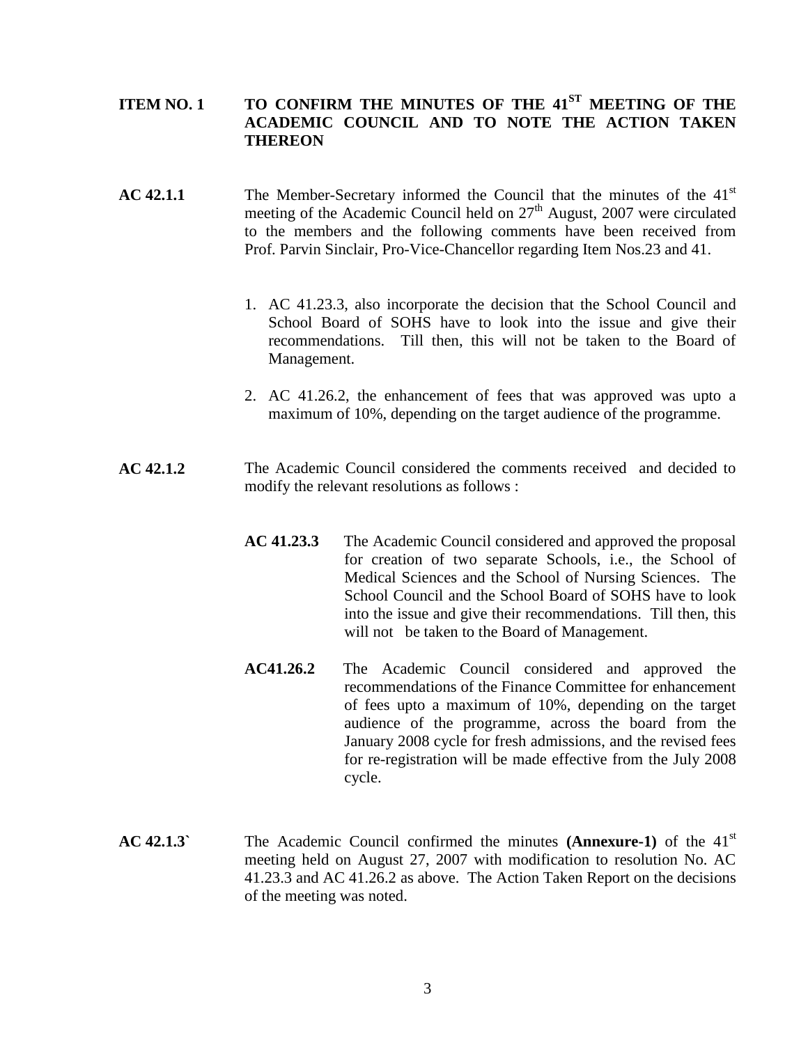**ITEM NO. 1 TO CONFIRM THE MINUTES OF THE 41ST MEETING OF THE ACADEMIC COUNCIL AND TO NOTE THE ACTION TAKEN THEREON**

**AC 42.1.1** The Member-Secretary informed the Council that the minutes of the 41st meeting of the Academic Council held on 27th August, 2007 were circulated to the members and the following comments have been received from Prof. Parvin Sinclair, Pro-Vice-Chancellor regarding Item Nos.23 and 41.

1. AC 41.23.3, also incorporate the decision that the School Council and School Board of SOHS have to look into the issue and give their recommendations. Till then, this will not be taken to the Board of Management.
2. AC 41.26.2, the enhancement of fees that was approved was upto a maximum of 10%, depending on the target audience of the programme.

**AC 42.1.2** The Academic Council considered the comments received and decided to modify the relevant resolutions as follows :

**AC 41.23.3** The Academic Council considered and approved the proposal for creation of two separate Schools, i.e., the School of Medical Sciences and the School of Nursing Sciences. The School Council and the School Board of SOHS have to look into the issue and give their recommendations. Till then, this will not be taken to the Board of Management.

**AC41.26.2** The Academic Council considered and approved the recommendations of the Finance Committee for enhancement of fees upto a maximum of 10%, depending on the target audience of the programme, across the board from the January 2008 cycle for fresh admissions, and the revised fees for re-registration will be made effective from the July 2008 cycle.

**AC 42.1.3`** The Academic Council confirmed the minutes **(Annexure-1)** of the 41st meeting held on August 27, 2007 with modification to resolution No. AC 41.23.3 and AC 41.26.2 as above. The Action Taken Report on the decisions of the meeting was noted.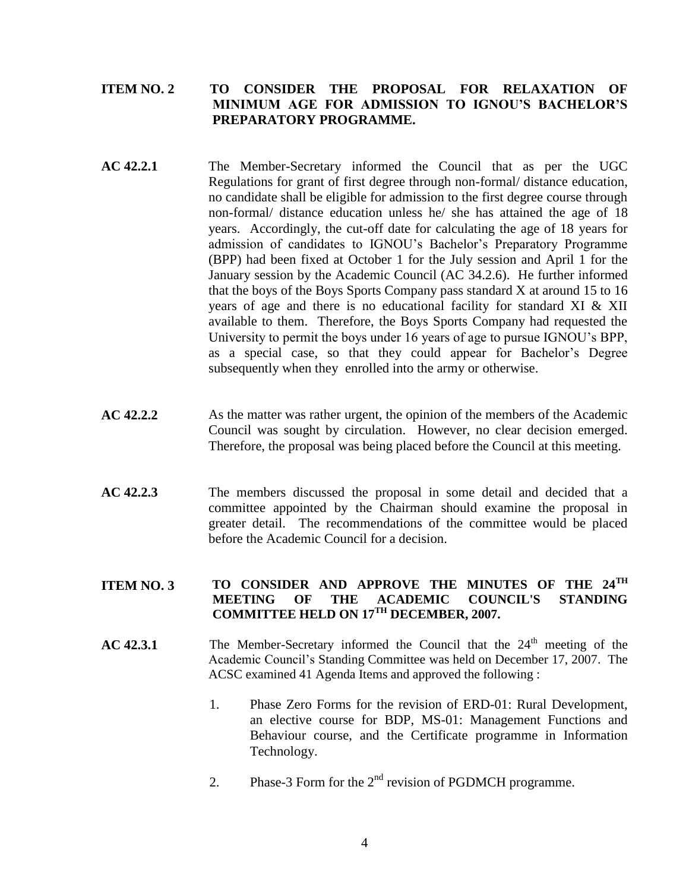**ITEM NO. 2 TO CONSIDER THE PROPOSAL FOR RELAXATION OF MINIMUM AGE FOR ADMISSION TO IGNOU'S BACHELOR'S PREPARATORY PROGRAMME.**

**AC 42.2.1** The Member-Secretary informed the Council that as per the UGC Regulations for grant of first degree through non-formal/ distance education, no candidate shall be eligible for admission to the first degree course through non-formal/ distance education unless he/ she has attained the age of 18 years. Accordingly, the cut-off date for calculating the age of 18 years for admission of candidates to IGNOU's Bachelor's Preparatory Programme (BPP) had been fixed at October 1 for the July session and April 1 for the January session by the Academic Council (AC 34.2.6). He further informed that the boys of the Boys Sports Company pass standard X at around 15 to 16 years of age and there is no educational facility for standard XI & XII available to them. Therefore, the Boys Sports Company had requested the University to permit the boys under 16 years of age to pursue IGNOU's BPP, as a special case, so that they could appear for Bachelor's Degree subsequently when they enrolled into the army or otherwise.

**AC 42.2.2** As the matter was rather urgent, the opinion of the members of the Academic Council was sought by circulation. However, no clear decision emerged. Therefore, the proposal was being placed before the Council at this meeting.

**AC 42.2.3** The members discussed the proposal in some detail and decided that a committee appointed by the Chairman should examine the proposal in greater detail. The recommendations of the committee would be placed before the Academic Council for a decision.

**ITEM NO. 3 TO CONSIDER AND APPROVE THE MINUTES OF THE 24TH MEETING OF THE ACADEMIC COUNCIL'S STANDING COMMITTEE HELD ON 17TH DECEMBER, 2007.**

**AC 42.3.1** The Member-Secretary informed the Council that the 24th meeting of the Academic Council's Standing Committee was held on December 17, 2007. The ACSC examined 41 Agenda Items and approved the following :

1. Phase Zero Forms for the revision of ERD-01: Rural Development, an elective course for BDP, MS-01: Management Functions and Behaviour course, and the Certificate programme in Information Technology.

2. Phase-3 Form for the 2nd revision of PGDMCH programme.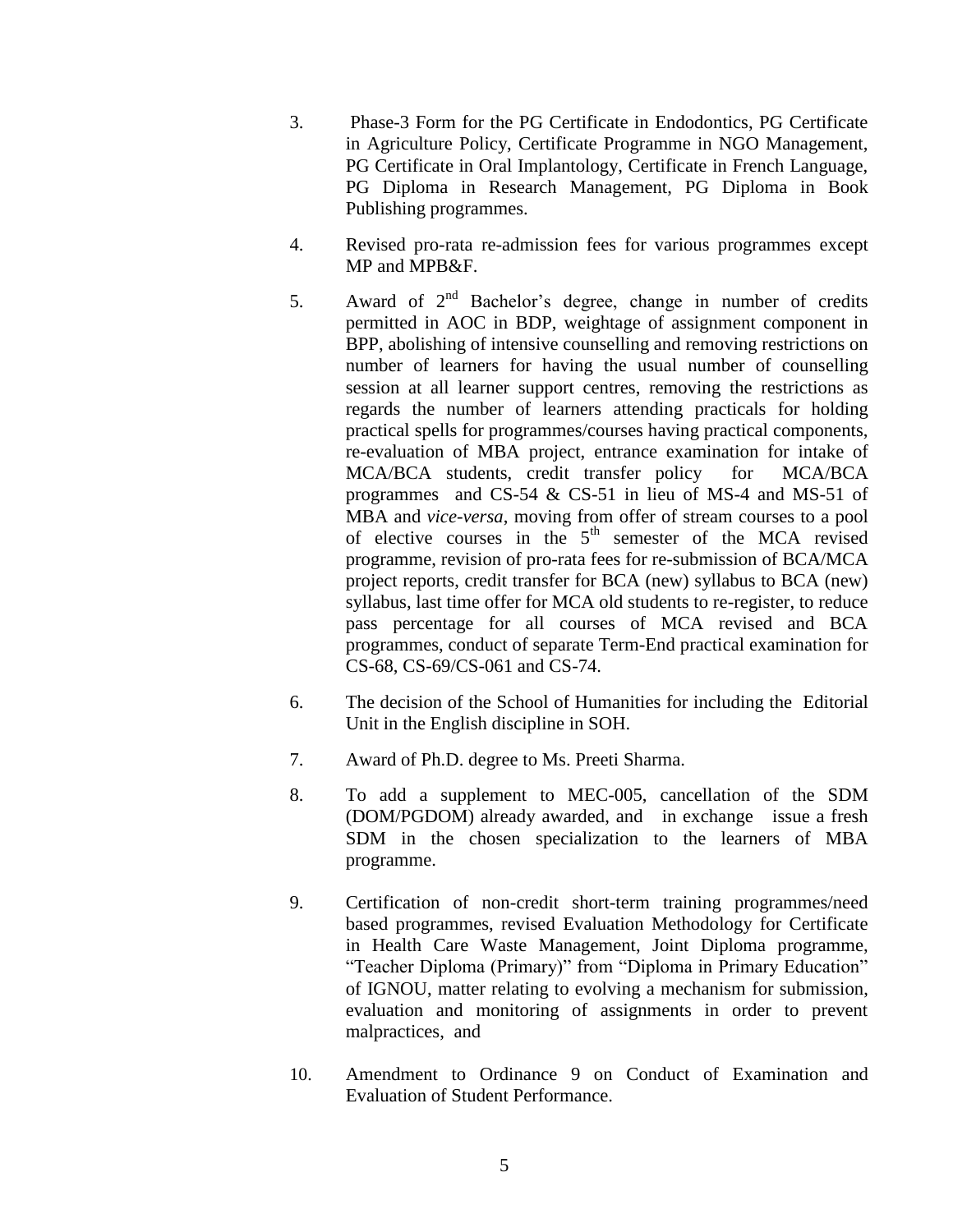3. Phase-3 Form for the PG Certificate in Endodontics, PG Certificate in Agriculture Policy, Certificate Programme in NGO Management, PG Certificate in Oral Implantology, Certificate in French Language, PG Diploma in Research Management, PG Diploma in Book Publishing programmes.

4. Revised pro-rata re-admission fees for various programmes except MP and MPB&F.

5. Award of 2nd Bachelor's degree, change in number of credits permitted in AOC in BDP, weightage of assignment component in BPP, abolishing of intensive counselling and removing restrictions on number of learners for having the usual number of counselling session at all learner support centres, removing the restrictions as regards the number of learners attending practicals for holding practical spells for programmes/courses having practical components, re-evaluation of MBA project, entrance examination for intake of MCA/BCA students, credit transfer policy for MCA/BCA programmes and CS-54 & CS-51 in lieu of MS-4 and MS-51 of MBA and *vice-versa*, moving from offer of stream courses to a pool of elective courses in the 5th semester of the MCA revised programme, revision of pro-rata fees for re-submission of BCA/MCA project reports, credit transfer for BCA (new) syllabus to BCA (new) syllabus, last time offer for MCA old students to re-register, to reduce pass percentage for all courses of MCA revised and BCA programmes, conduct of separate Term-End practical examination for CS-68, CS-69/CS-061 and CS-74.

6. The decision of the School of Humanities for including the Editorial Unit in the English discipline in SOH.

7. Award of Ph.D. degree to Ms. Preeti Sharma.

8. To add a supplement to MEC-005, cancellation of the SDM (DOM/PGDOM) already awarded, and in exchange issue a fresh SDM in the chosen specialization to the learners of MBA programme.

9. Certification of non-credit short-term training programmes/need based programmes, revised Evaluation Methodology for Certificate in Health Care Waste Management, Joint Diploma programme, "Teacher Diploma (Primary)" from "Diploma in Primary Education" of IGNOU, matter relating to evolving a mechanism for submission, evaluation and monitoring of assignments in order to prevent malpractices, and

10. Amendment to Ordinance 9 on Conduct of Examination and Evaluation of Student Performance.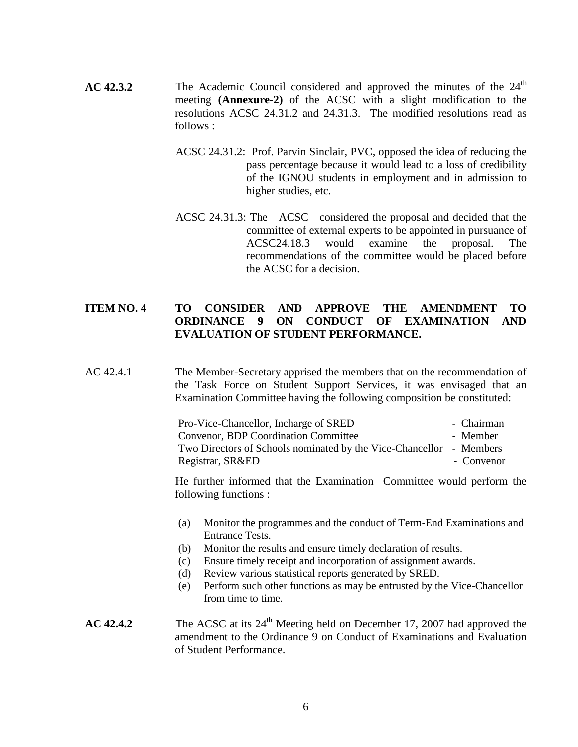**AC 42.3.2** The Academic Council considered and approved the minutes of the 24th meeting **(Annexure-2)** of the ACSC with a slight modification to the resolutions ACSC 24.31.2 and 24.31.3. The modified resolutions read as follows :

ACSC 24.31.2: Prof. Parvin Sinclair, PVC, opposed the idea of reducing the pass percentage because it would lead to a loss of credibility of the IGNOU students in employment and in admission to higher studies, etc.

ACSC 24.31.3: The ACSC considered the proposal and decided that the committee of external experts to be appointed in pursuance of ACSC24.18.3 would examine the proposal. The recommendations of the committee would be placed before the ACSC for a decision.

**ITEM NO. 4 TO CONSIDER AND APPROVE THE AMENDMENT TO ORDINANCE 9 ON CONDUCT OF EXAMINATION AND EVALUATION OF STUDENT PERFORMANCE.**

AC 42.4.1 The Member-Secretary apprised the members that on the recommendation of the Task Force on Student Support Services, it was envisaged that an Examination Committee having the following composition be constituted:

| | |
|---|---|
| Pro-Vice-Chancellor, Incharge of SRED | - Chairman |
| Convenor, BDP Coordination Committee | - Member |
| Two Directors of Schools nominated by the Vice-Chancellor | - Members |
| Registrar, SR&ED | - Convenor |

He further informed that the Examination Committee would perform the following functions :

(a) Monitor the programmes and the conduct of Term-End Examinations and Entrance Tests.
(b) Monitor the results and ensure timely declaration of results.
(c) Ensure timely receipt and incorporation of assignment awards.
(d) Review various statistical reports generated by SRED.
(e) Perform such other functions as may be entrusted by the Vice-Chancellor from time to time.

**AC 42.4.2** The ACSC at its 24th Meeting held on December 17, 2007 had approved the amendment to the Ordinance 9 on Conduct of Examinations and Evaluation of Student Performance.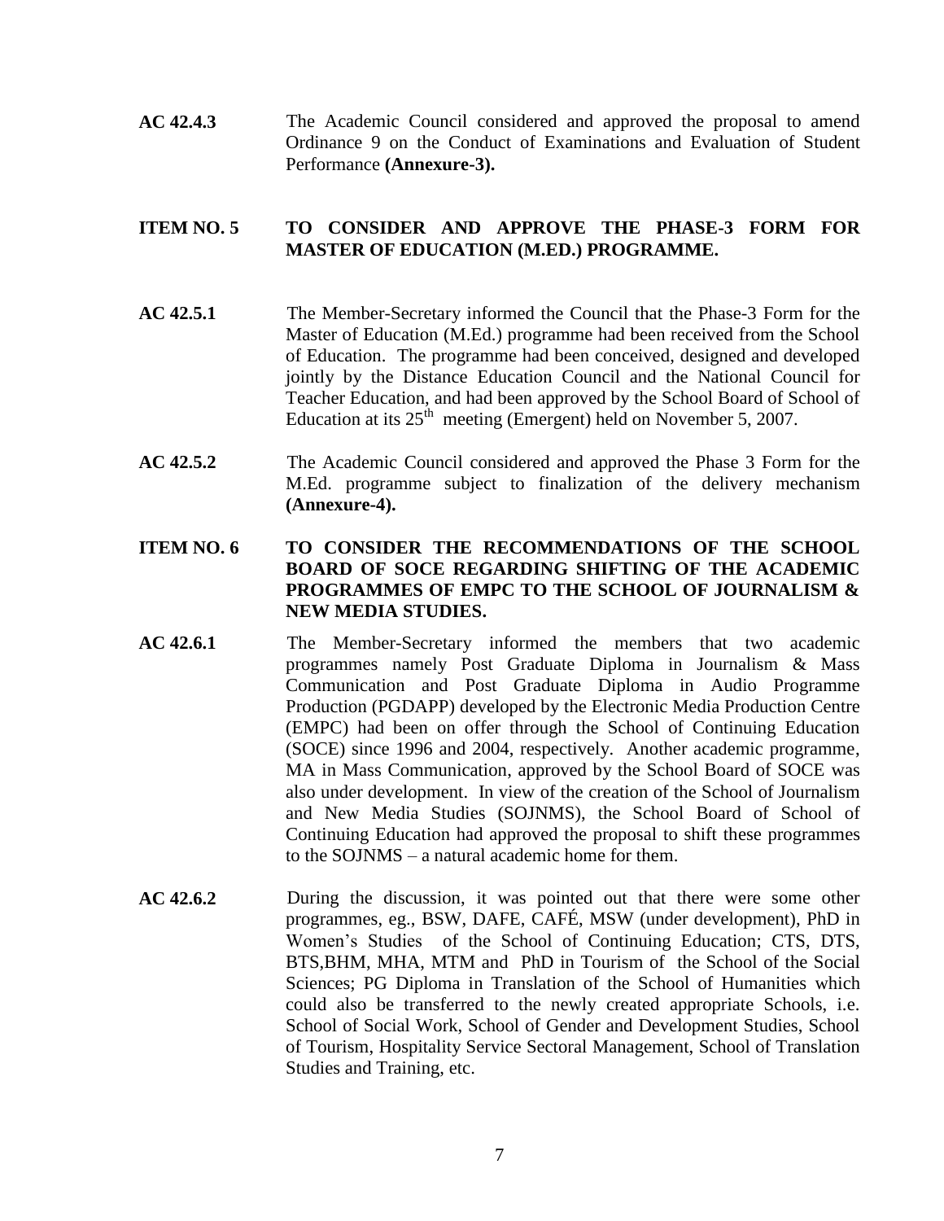**AC 42.4.3** The Academic Council considered and approved the proposal to amend Ordinance 9 on the Conduct of Examinations and Evaluation of Student Performance **(Annexure-3).**

**ITEM NO. 5 TO CONSIDER AND APPROVE THE PHASE-3 FORM FOR MASTER OF EDUCATION (M.ED.) PROGRAMME.**

**AC 42.5.1** The Member-Secretary informed the Council that the Phase-3 Form for the Master of Education (M.Ed.) programme had been received from the School of Education. The programme had been conceived, designed and developed jointly by the Distance Education Council and the National Council for Teacher Education, and had been approved by the School Board of School of Education at its 25th meeting (Emergent) held on November 5, 2007.

**AC 42.5.2** The Academic Council considered and approved the Phase 3 Form for the M.Ed. programme subject to finalization of the delivery mechanism **(Annexure-4).**

**ITEM NO. 6 TO CONSIDER THE RECOMMENDATIONS OF THE SCHOOL BOARD OF SOCE REGARDING SHIFTING OF THE ACADEMIC PROGRAMMES OF EMPC TO THE SCHOOL OF JOURNALISM & NEW MEDIA STUDIES.**

**AC 42.6.1** The Member-Secretary informed the members that two academic programmes namely Post Graduate Diploma in Journalism & Mass Communication and Post Graduate Diploma in Audio Programme Production (PGDAPP) developed by the Electronic Media Production Centre (EMPC) had been on offer through the School of Continuing Education (SOCE) since 1996 and 2004, respectively. Another academic programme, MA in Mass Communication, approved by the School Board of SOCE was also under development. In view of the creation of the School of Journalism and New Media Studies (SOJNMS), the School Board of School of Continuing Education had approved the proposal to shift these programmes to the SOJNMS – a natural academic home for them.

**AC 42.6.2** During the discussion, it was pointed out that there were some other programmes, eg., BSW, DAFE, CAFÉ, MSW (under development), PhD in Women's Studies of the School of Continuing Education; CTS, DTS, BTS,BHM, MHA, MTM and PhD in Tourism of the School of the Social Sciences; PG Diploma in Translation of the School of Humanities which could also be transferred to the newly created appropriate Schools, i.e. School of Social Work, School of Gender and Development Studies, School of Tourism, Hospitality Service Sectoral Management, School of Translation Studies and Training, etc.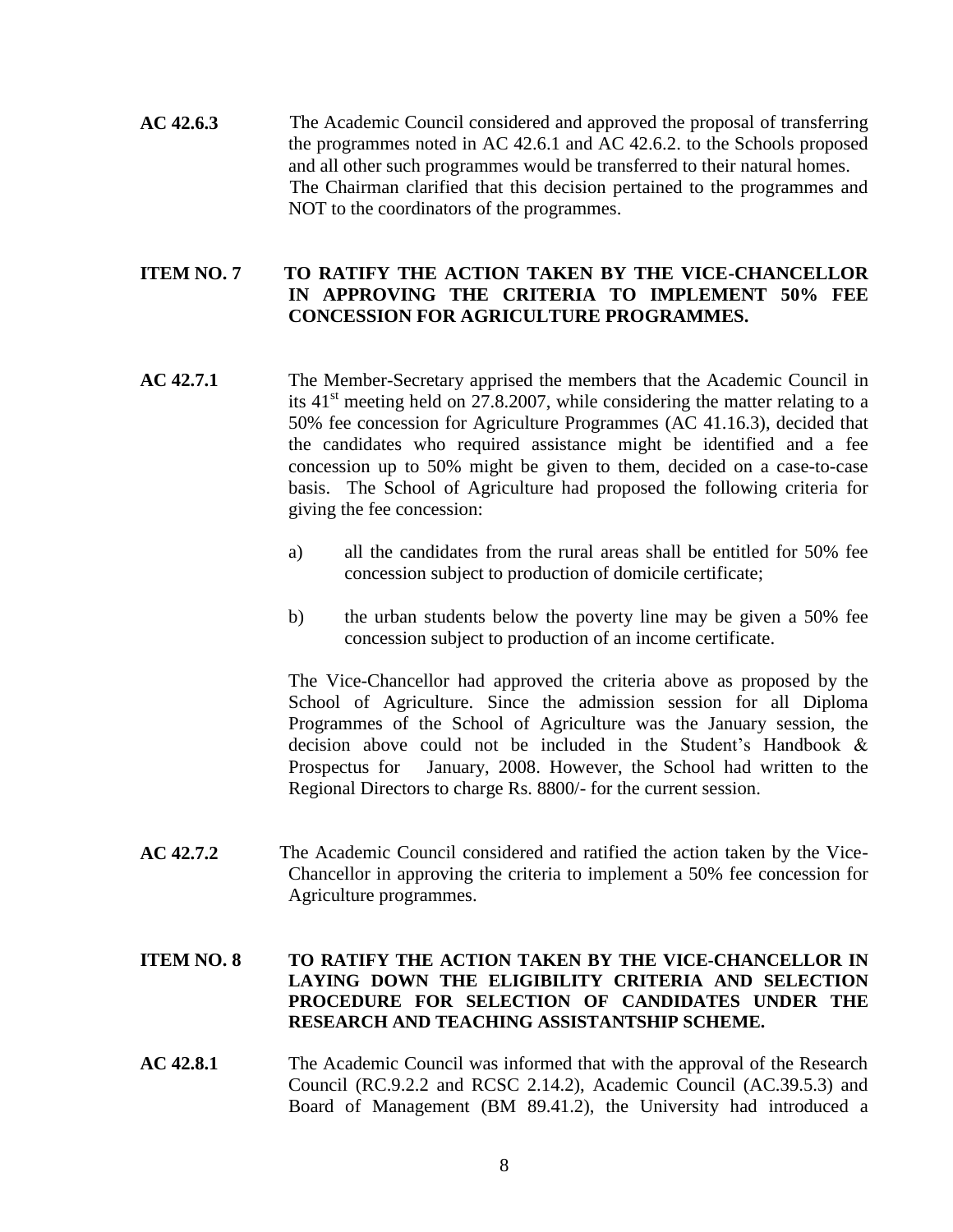**AC 42.6.3** The Academic Council considered and approved the proposal of transferring the programmes noted in AC 42.6.1 and AC 42.6.2. to the Schools proposed and all other such programmes would be transferred to their natural homes. The Chairman clarified that this decision pertained to the programmes and NOT to the coordinators of the programmes.

**ITEM NO. 7 TO RATIFY THE ACTION TAKEN BY THE VICE-CHANCELLOR IN APPROVING THE CRITERIA TO IMPLEMENT 50% FEE CONCESSION FOR AGRICULTURE PROGRAMMES.**

**AC 42.7.1** The Member-Secretary apprised the members that the Academic Council in its 41st meeting held on 27.8.2007, while considering the matter relating to a 50% fee concession for Agriculture Programmes (AC 41.16.3), decided that the candidates who required assistance might be identified and a fee concession up to 50% might be given to them, decided on a case-to-case basis. The School of Agriculture had proposed the following criteria for giving the fee concession:

a) all the candidates from the rural areas shall be entitled for 50% fee concession subject to production of domicile certificate;

b) the urban students below the poverty line may be given a 50% fee concession subject to production of an income certificate.

The Vice-Chancellor had approved the criteria above as proposed by the School of Agriculture. Since the admission session for all Diploma Programmes of the School of Agriculture was the January session, the decision above could not be included in the Student's Handbook & Prospectus for January, 2008. However, the School had written to the Regional Directors to charge Rs. 8800/- for the current session.

**AC 42.7.2** The Academic Council considered and ratified the action taken by the Vice-Chancellor in approving the criteria to implement a 50% fee concession for Agriculture programmes.

**ITEM NO. 8 TO RATIFY THE ACTION TAKEN BY THE VICE-CHANCELLOR IN LAYING DOWN THE ELIGIBILITY CRITERIA AND SELECTION PROCEDURE FOR SELECTION OF CANDIDATES UNDER THE RESEARCH AND TEACHING ASSISTANTSHIP SCHEME.**

**AC 42.8.1** The Academic Council was informed that with the approval of the Research Council (RC.9.2.2 and RCSC 2.14.2), Academic Council (AC.39.5.3) and Board of Management (BM 89.41.2), the University had introduced a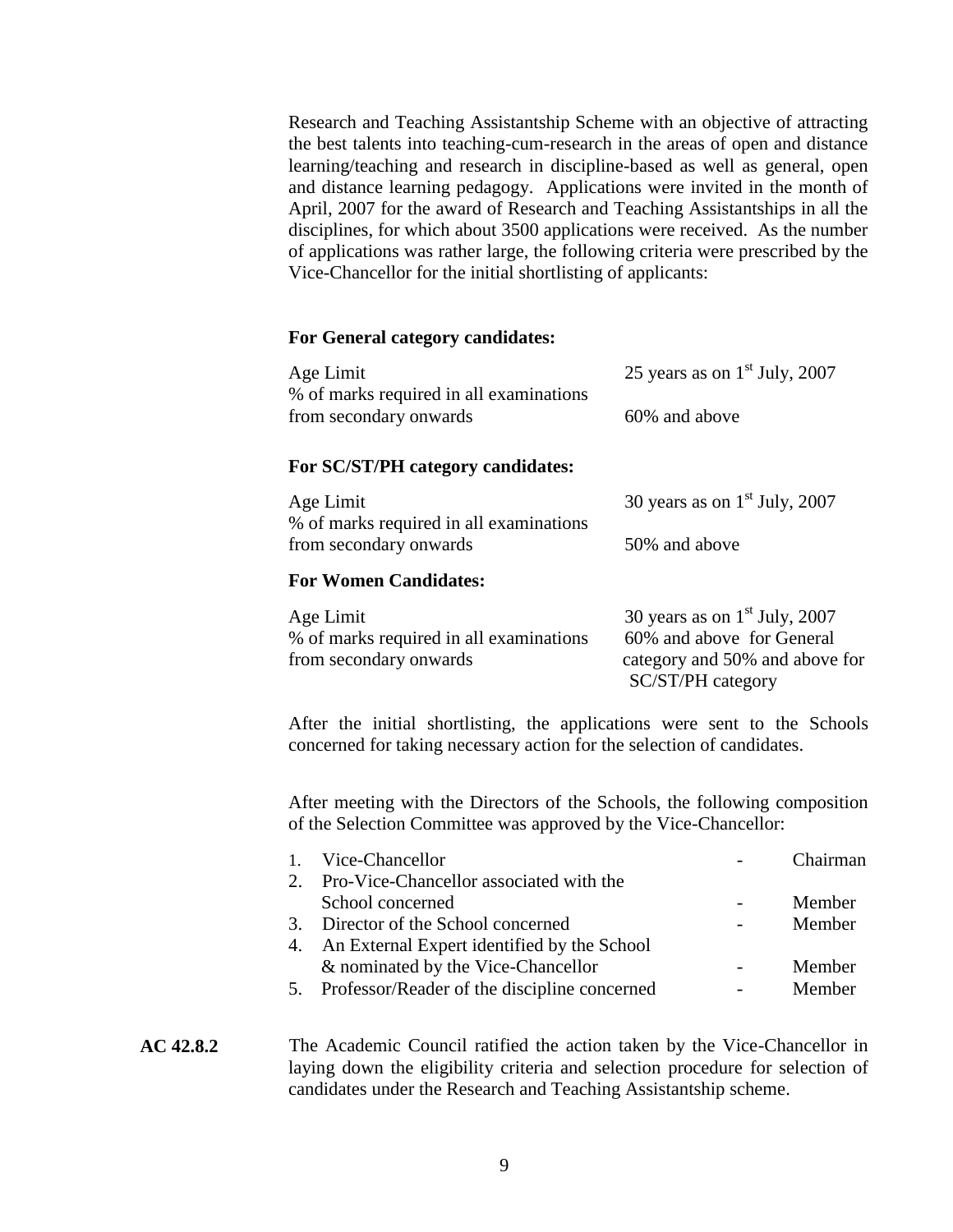Research and Teaching Assistantship Scheme with an objective of attracting the best talents into teaching-cum-research in the areas of open and distance learning/teaching and research in discipline-based as well as general, open and distance learning pedagogy. Applications were invited in the month of April, 2007 for the award of Research and Teaching Assistantships in all the disciplines, for which about 3500 applications were received. As the number of applications was rather large, the following criteria were prescribed by the Vice-Chancellor for the initial shortlisting of applicants:

**For General category candidates:**

| | |
|---|---|
| Age Limit | 25 years as on 1st July, 2007 |
| % of marks required in all examinations from secondary onwards | 60% and above |

**For SC/ST/PH category candidates:**

| | |
|---|---|
| Age Limit | 30 years as on 1st July, 2007 |
| % of marks required in all examinations from secondary onwards | 50% and above |

**For Women Candidates:**

| | |
|---|---|
| Age Limit | 30 years as on 1st July, 2007 |
| % of marks required in all examinations from secondary onwards | 60% and above for General category and 50% and above for SC/ST/PH category |

After the initial shortlisting, the applications were sent to the Schools concerned for taking necessary action for the selection of candidates.

After meeting with the Directors of the Schools, the following composition of the Selection Committee was approved by the Vice-Chancellor:

1. Vice-Chancellor - Chairman
2. Pro-Vice-Chancellor associated with the School concerned - Member
3. Director of the School concerned - Member
4. An External Expert identified by the School & nominated by the Vice-Chancellor - Member
5. Professor/Reader of the discipline concerned - Member

**AC 42.8.2** The Academic Council ratified the action taken by the Vice-Chancellor in laying down the eligibility criteria and selection procedure for selection of candidates under the Research and Teaching Assistantship scheme.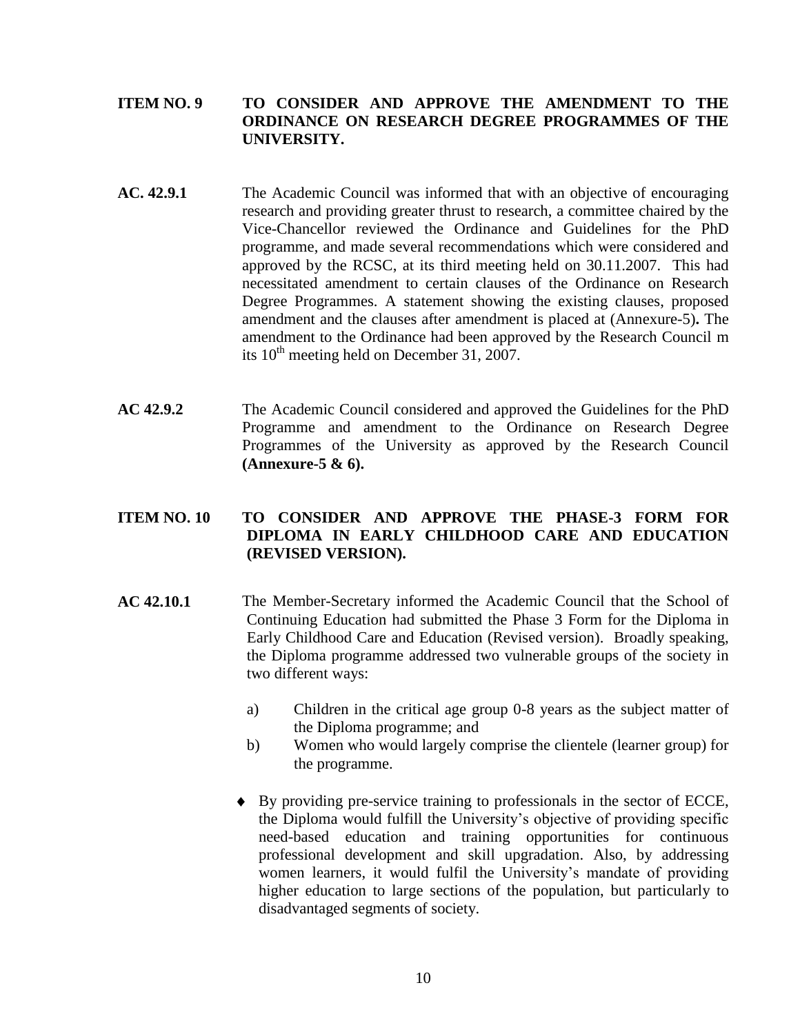**ITEM NO. 9 TO CONSIDER AND APPROVE THE AMENDMENT TO THE ORDINANCE ON RESEARCH DEGREE PROGRAMMES OF THE UNIVERSITY.**

**AC. 42.9.1** The Academic Council was informed that with an objective of encouraging research and providing greater thrust to research, a committee chaired by the Vice-Chancellor reviewed the Ordinance and Guidelines for the PhD programme, and made several recommendations which were considered and approved by the RCSC, at its third meeting held on 30.11.2007. This had necessitated amendment to certain clauses of the Ordinance on Research Degree Programmes. A statement showing the existing clauses, proposed amendment and the clauses after amendment is placed at (Annexure-5)**.** The amendment to the Ordinance had been approved by the Research Council m its 10th meeting held on December 31, 2007.

**AC 42.9.2** The Academic Council considered and approved the Guidelines for the PhD Programme and amendment to the Ordinance on Research Degree Programmes of the University as approved by the Research Council **(Annexure-5 & 6).**

**ITEM NO. 10 TO CONSIDER AND APPROVE THE PHASE-3 FORM FOR DIPLOMA IN EARLY CHILDHOOD CARE AND EDUCATION (REVISED VERSION).**

**AC 42.10.1** The Member-Secretary informed the Academic Council that the School of Continuing Education had submitted the Phase 3 Form for the Diploma in Early Childhood Care and Education (Revised version). Broadly speaking, the Diploma programme addressed two vulnerable groups of the society in two different ways:

a) Children in the critical age group 0-8 years as the subject matter of the Diploma programme; and

b) Women who would largely comprise the clientele (learner group) for the programme.

- By providing pre-service training to professionals in the sector of ECCE, the Diploma would fulfill the University's objective of providing specific need-based education and training opportunities for continuous professional development and skill upgradation. Also, by addressing women learners, it would fulfil the University's mandate of providing higher education to large sections of the population, but particularly to disadvantaged segments of society.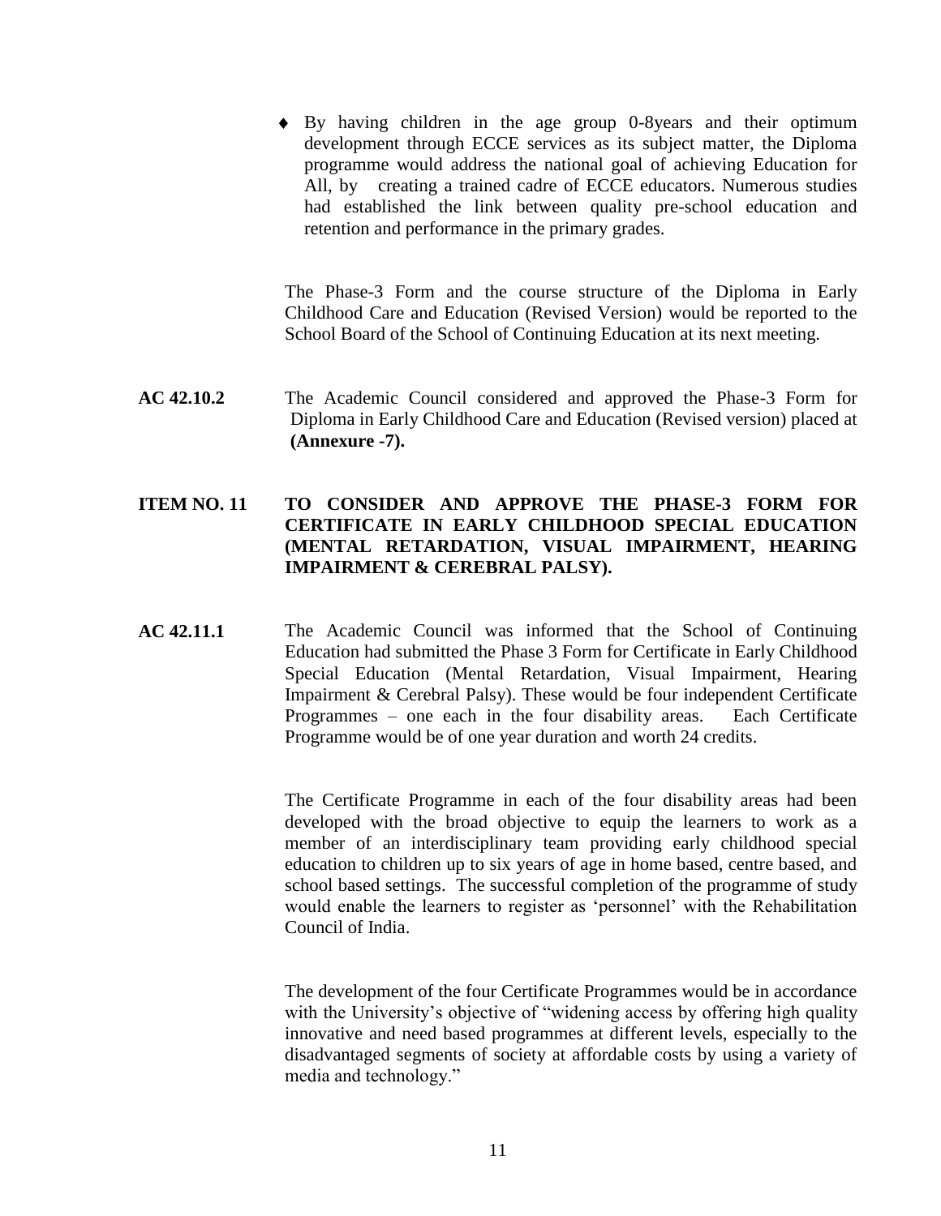- By having children in the age group 0-8years and their optimum development through ECCE services as its subject matter, the Diploma programme would address the national goal of achieving Education for All, by creating a trained cadre of ECCE educators. Numerous studies had established the link between quality pre-school education and retention and performance in the primary grades.

The Phase-3 Form and the course structure of the Diploma in Early Childhood Care and Education (Revised Version) would be reported to the School Board of the School of Continuing Education at its next meeting.

**AC 42.10.2** The Academic Council considered and approved the Phase-3 Form for Diploma in Early Childhood Care and Education (Revised version) placed at **(Annexure -7).**

**ITEM NO. 11 TO CONSIDER AND APPROVE THE PHASE-3 FORM FOR CERTIFICATE IN EARLY CHILDHOOD SPECIAL EDUCATION (MENTAL RETARDATION, VISUAL IMPAIRMENT, HEARING IMPAIRMENT & CEREBRAL PALSY).**

**AC 42.11.1** The Academic Council was informed that the School of Continuing Education had submitted the Phase 3 Form for Certificate in Early Childhood Special Education (Mental Retardation, Visual Impairment, Hearing Impairment & Cerebral Palsy). These would be four independent Certificate Programmes – one each in the four disability areas. Each Certificate Programme would be of one year duration and worth 24 credits.

The Certificate Programme in each of the four disability areas had been developed with the broad objective to equip the learners to work as a member of an interdisciplinary team providing early childhood special education to children up to six years of age in home based, centre based, and school based settings. The successful completion of the programme of study would enable the learners to register as 'personnel' with the Rehabilitation Council of India.

The development of the four Certificate Programmes would be in accordance with the University's objective of "widening access by offering high quality innovative and need based programmes at different levels, especially to the disadvantaged segments of society at affordable costs by using a variety of media and technology."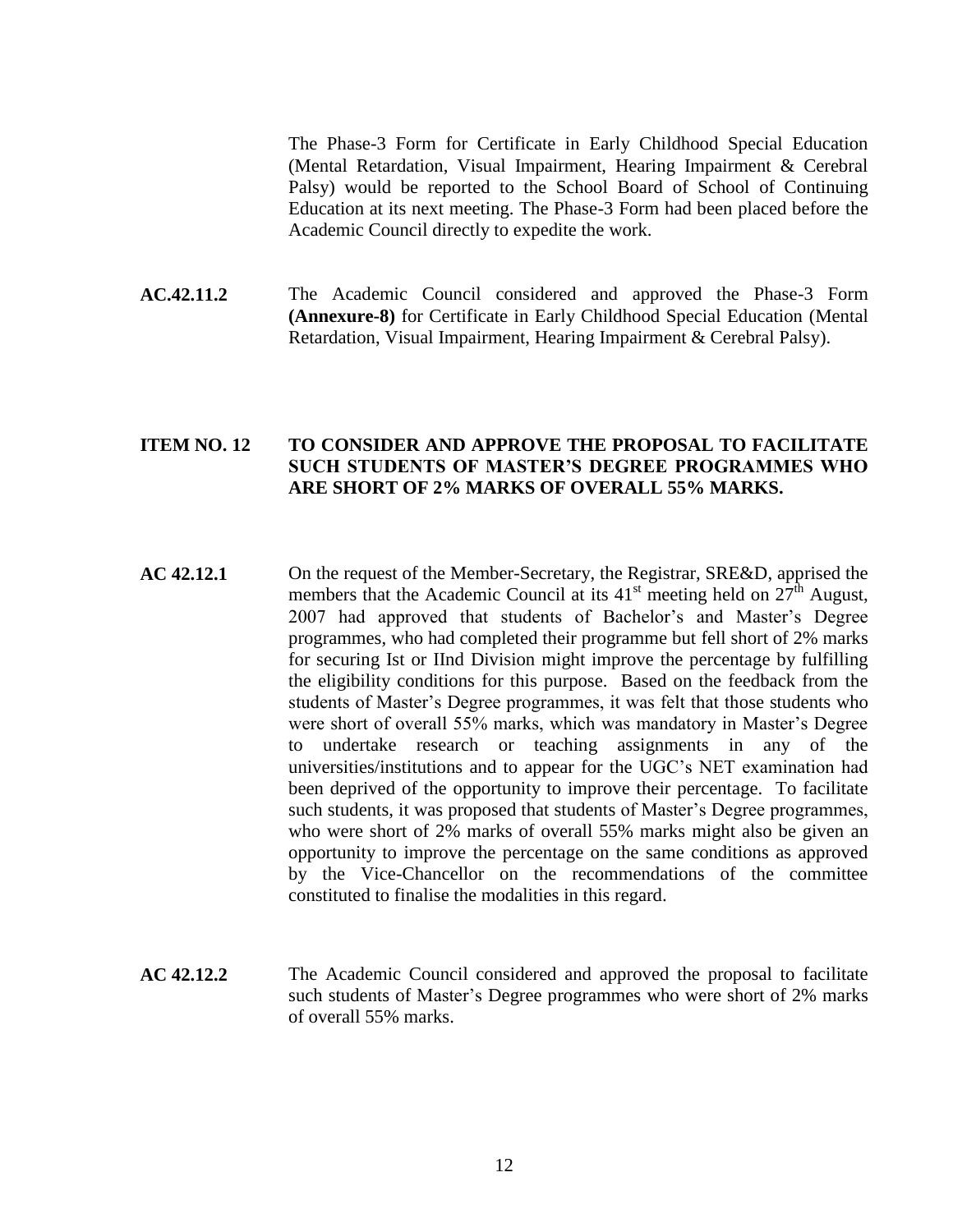The Phase-3 Form for Certificate in Early Childhood Special Education (Mental Retardation, Visual Impairment, Hearing Impairment & Cerebral Palsy) would be reported to the School Board of School of Continuing Education at its next meeting. The Phase-3 Form had been placed before the Academic Council directly to expedite the work.

**AC.42.11.2** The Academic Council considered and approved the Phase-3 Form **(Annexure-8)** for Certificate in Early Childhood Special Education (Mental Retardation, Visual Impairment, Hearing Impairment & Cerebral Palsy).

**ITEM NO. 12 TO CONSIDER AND APPROVE THE PROPOSAL TO FACILITATE SUCH STUDENTS OF MASTER'S DEGREE PROGRAMMES WHO ARE SHORT OF 2% MARKS OF OVERALL 55% MARKS.**

**AC 42.12.1** On the request of the Member-Secretary, the Registrar, SRE&D, apprised the members that the Academic Council at its 41st meeting held on 27th August, 2007 had approved that students of Bachelor's and Master's Degree programmes, who had completed their programme but fell short of 2% marks for securing Ist or IInd Division might improve the percentage by fulfilling the eligibility conditions for this purpose. Based on the feedback from the students of Master's Degree programmes, it was felt that those students who were short of overall 55% marks, which was mandatory in Master's Degree to undertake research or teaching assignments in any of the universities/institutions and to appear for the UGC's NET examination had been deprived of the opportunity to improve their percentage. To facilitate such students, it was proposed that students of Master's Degree programmes, who were short of 2% marks of overall 55% marks might also be given an opportunity to improve the percentage on the same conditions as approved by the Vice-Chancellor on the recommendations of the committee constituted to finalise the modalities in this regard.

**AC 42.12.2** The Academic Council considered and approved the proposal to facilitate such students of Master's Degree programmes who were short of 2% marks of overall 55% marks.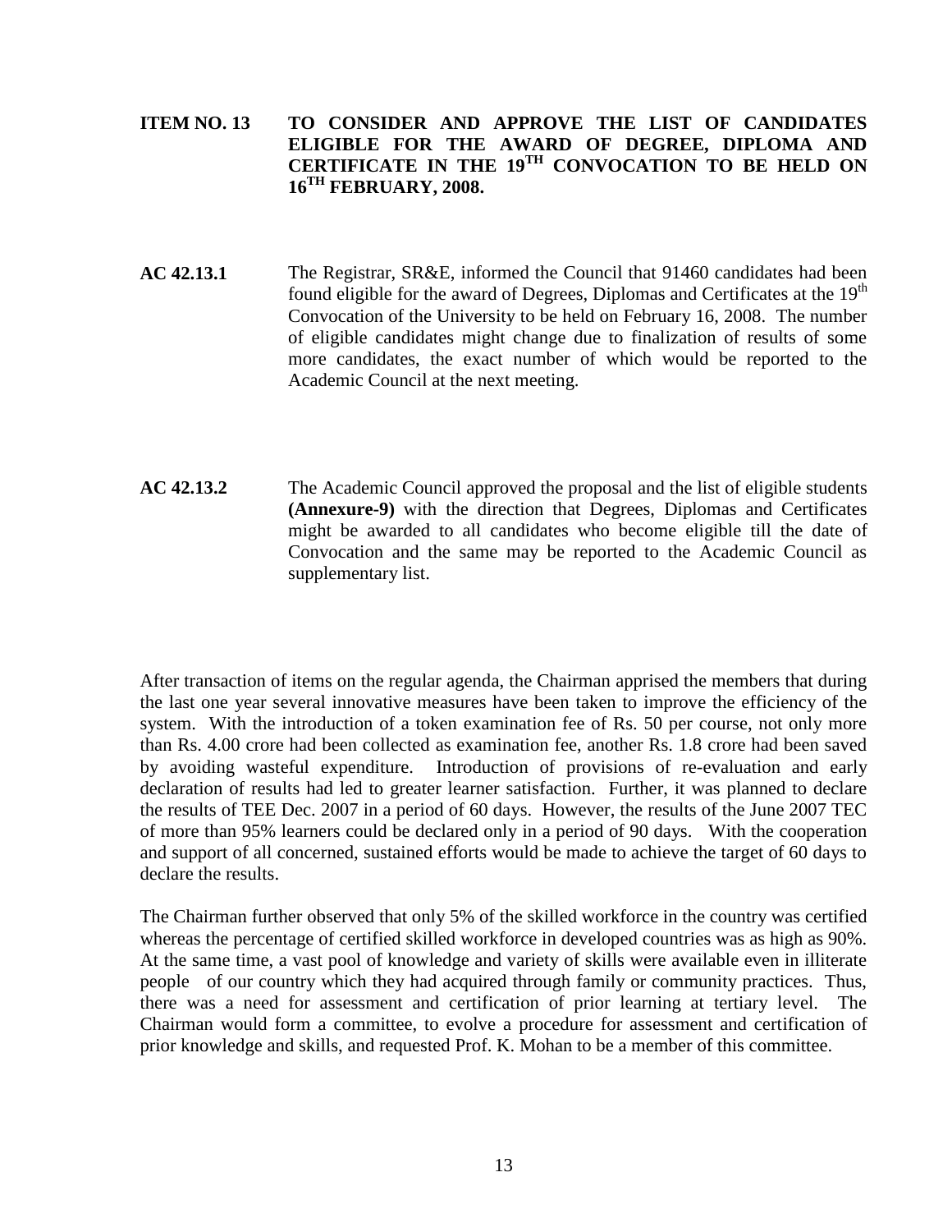**ITEM NO. 13 TO CONSIDER AND APPROVE THE LIST OF CANDIDATES ELIGIBLE FOR THE AWARD OF DEGREE, DIPLOMA AND CERTIFICATE IN THE 19TH CONVOCATION TO BE HELD ON 16TH FEBRUARY, 2008.**

**AC 42.13.1** The Registrar, SR&E, informed the Council that 91460 candidates had been found eligible for the award of Degrees, Diplomas and Certificates at the 19th Convocation of the University to be held on February 16, 2008. The number of eligible candidates might change due to finalization of results of some more candidates, the exact number of which would be reported to the Academic Council at the next meeting.

**AC 42.13.2** The Academic Council approved the proposal and the list of eligible students **(Annexure-9)** with the direction that Degrees, Diplomas and Certificates might be awarded to all candidates who become eligible till the date of Convocation and the same may be reported to the Academic Council as supplementary list.

After transaction of items on the regular agenda, the Chairman apprised the members that during the last one year several innovative measures have been taken to improve the efficiency of the system. With the introduction of a token examination fee of Rs. 50 per course, not only more than Rs. 4.00 crore had been collected as examination fee, another Rs. 1.8 crore had been saved by avoiding wasteful expenditure. Introduction of provisions of re-evaluation and early declaration of results had led to greater learner satisfaction. Further, it was planned to declare the results of TEE Dec. 2007 in a period of 60 days. However, the results of the June 2007 TEC of more than 95% learners could be declared only in a period of 90 days. With the cooperation and support of all concerned, sustained efforts would be made to achieve the target of 60 days to declare the results.

The Chairman further observed that only 5% of the skilled workforce in the country was certified whereas the percentage of certified skilled workforce in developed countries was as high as 90%. At the same time, a vast pool of knowledge and variety of skills were available even in illiterate people of our country which they had acquired through family or community practices. Thus, there was a need for assessment and certification of prior learning at tertiary level. The Chairman would form a committee, to evolve a procedure for assessment and certification of prior knowledge and skills, and requested Prof. K. Mohan to be a member of this committee.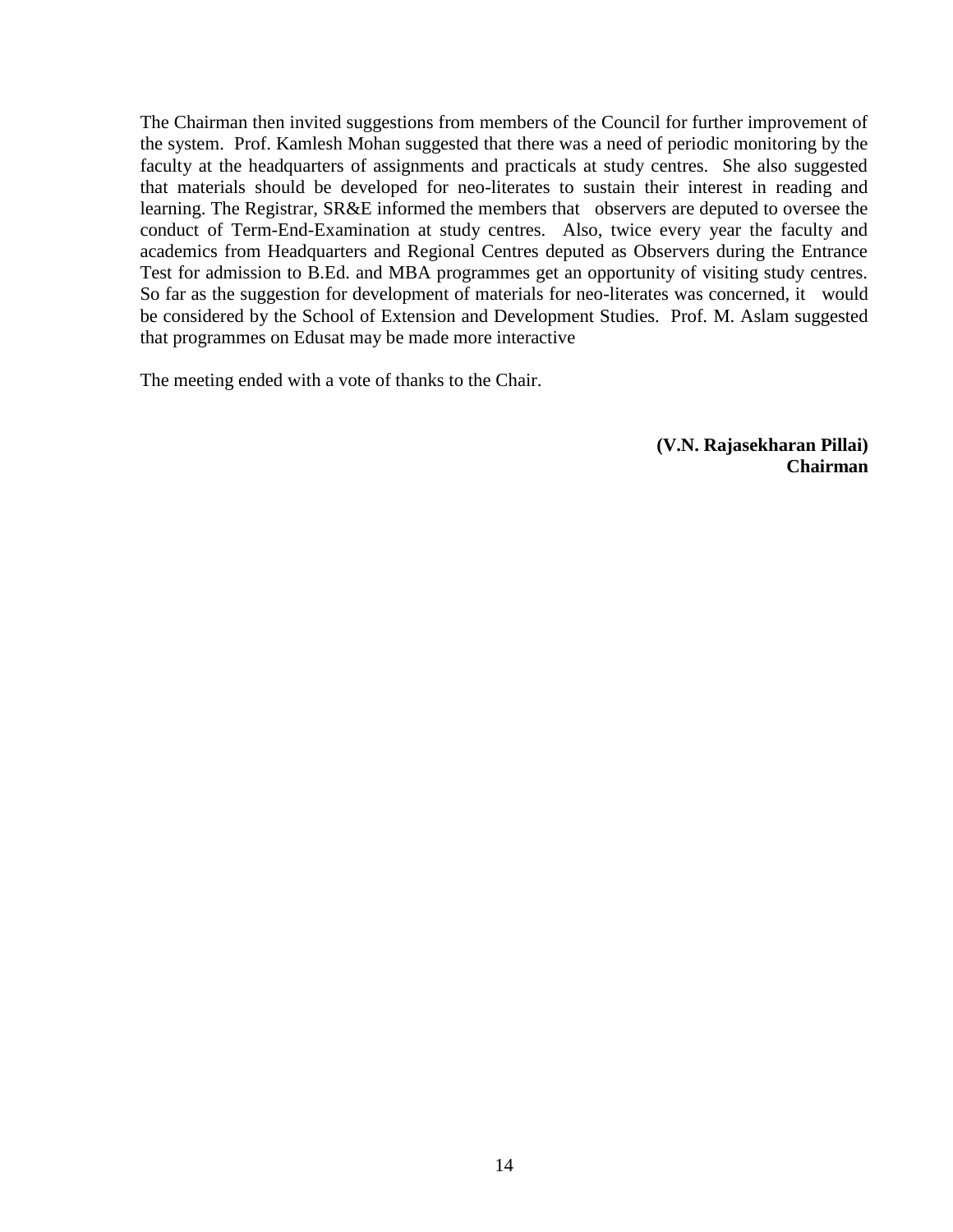The Chairman then invited suggestions from members of the Council for further improvement of the system. Prof. Kamlesh Mohan suggested that there was a need of periodic monitoring by the faculty at the headquarters of assignments and practicals at study centres. She also suggested that materials should be developed for neo-literates to sustain their interest in reading and learning. The Registrar, SR&E informed the members that observers are deputed to oversee the conduct of Term-End-Examination at study centres. Also, twice every year the faculty and academics from Headquarters and Regional Centres deputed as Observers during the Entrance Test for admission to B.Ed. and MBA programmes get an opportunity of visiting study centres. So far as the suggestion for development of materials for neo-literates was concerned, it would be considered by the School of Extension and Development Studies. Prof. M. Aslam suggested that programmes on Edusat may be made more interactive

The meeting ended with a vote of thanks to the Chair.

**(V.N. Rajasekharan Pillai)**
**Chairman**